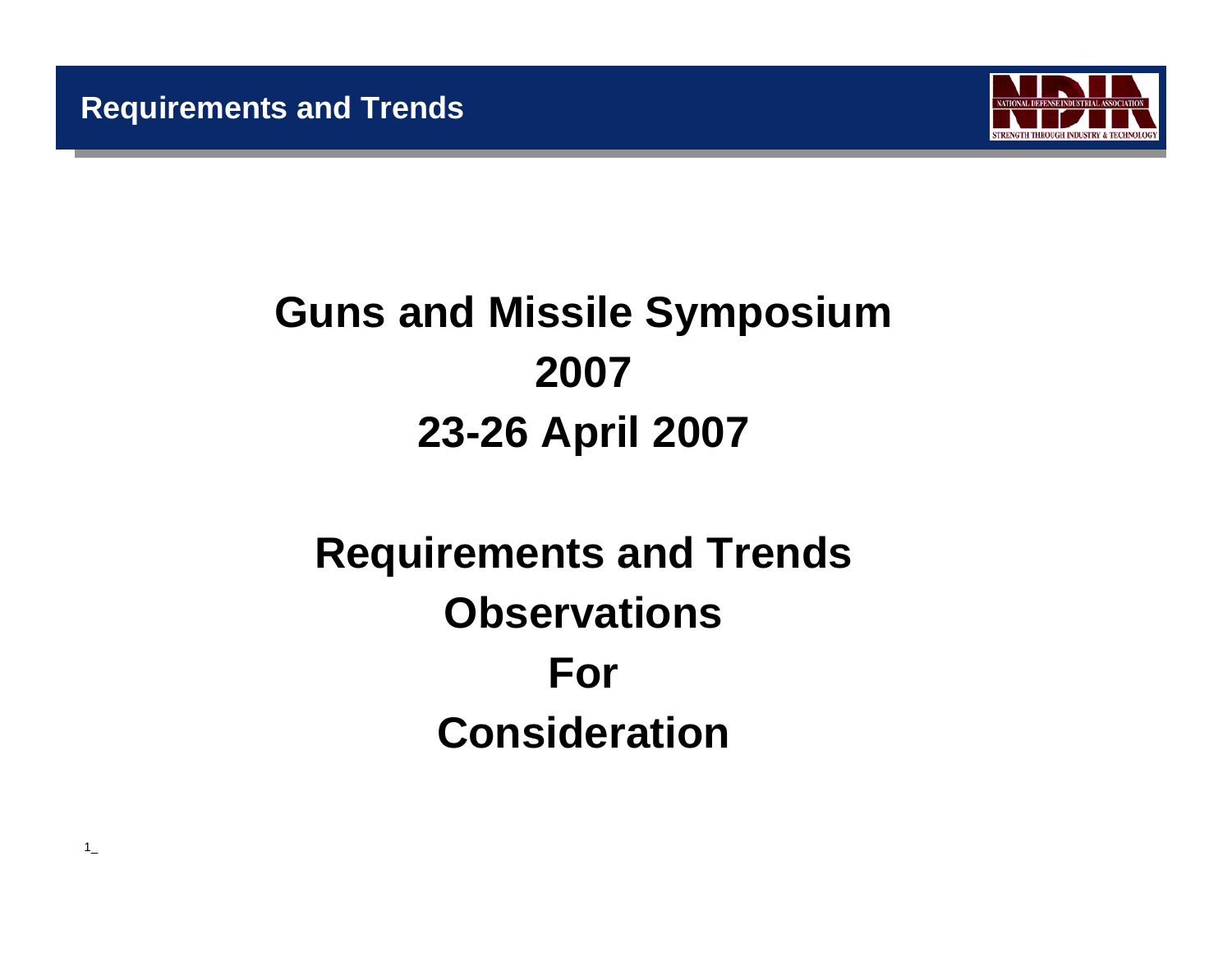# Guns and Missile Symposium 2007

## 23-26 April 2007

## Requirements and Trends Observations For Consideration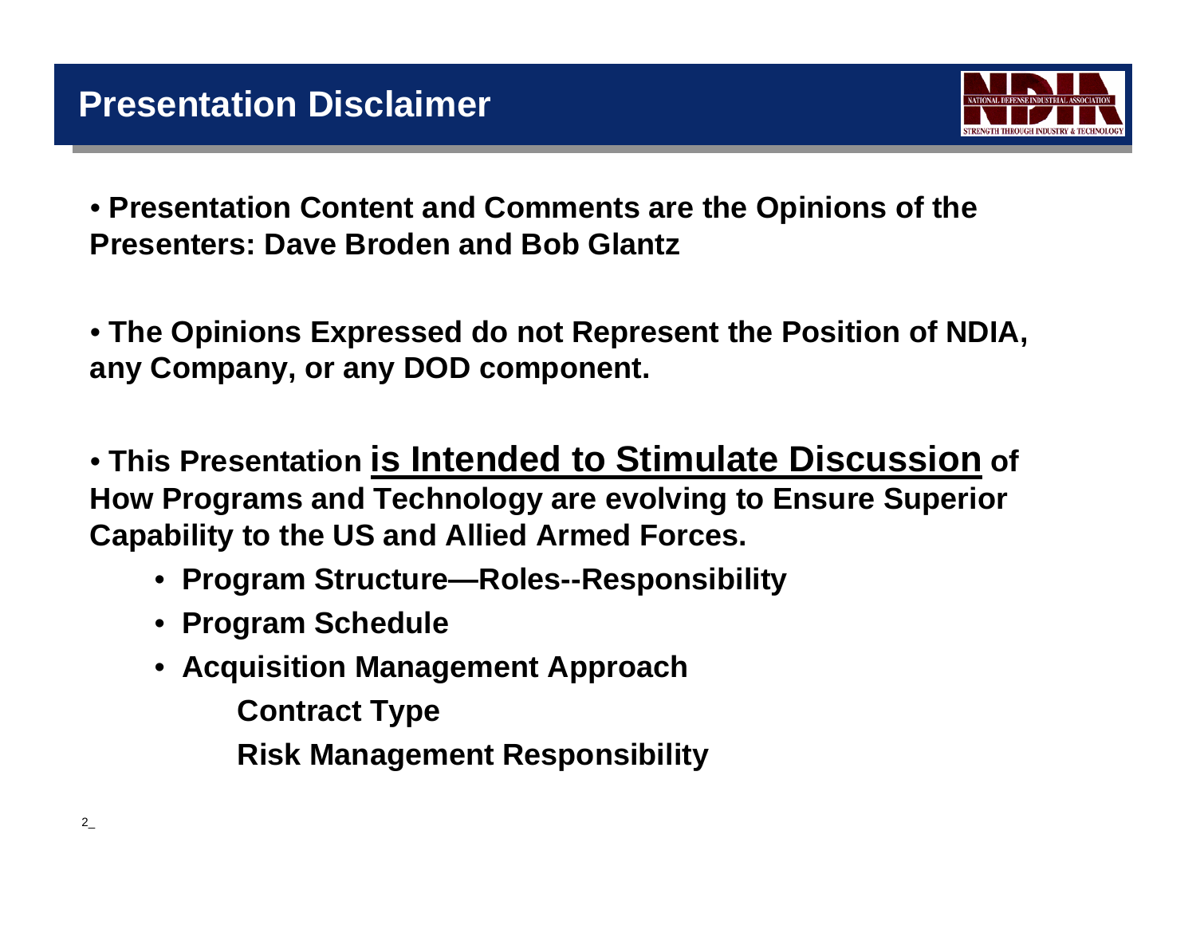# Presentation Disclaimer

- **Presentation Content and Comments are the Opinions of the Presenters: Dave Broden and Bob Glantz**

- **The Opinions Expressed do not Represent the Position of NDIA, any Company, or any DOD component.**

- **This Presentation <u>is Intended to Stimulate Discussion</u> of How Programs and Technology are evolving to Ensure Superior Capability to the US and Allied Armed Forces.**
  - **Program Structure—Roles--Responsibility**
  - **Program Schedule**
  - **Acquisition Management Approach**

    **Contract Type**

    **Risk Management Responsibility**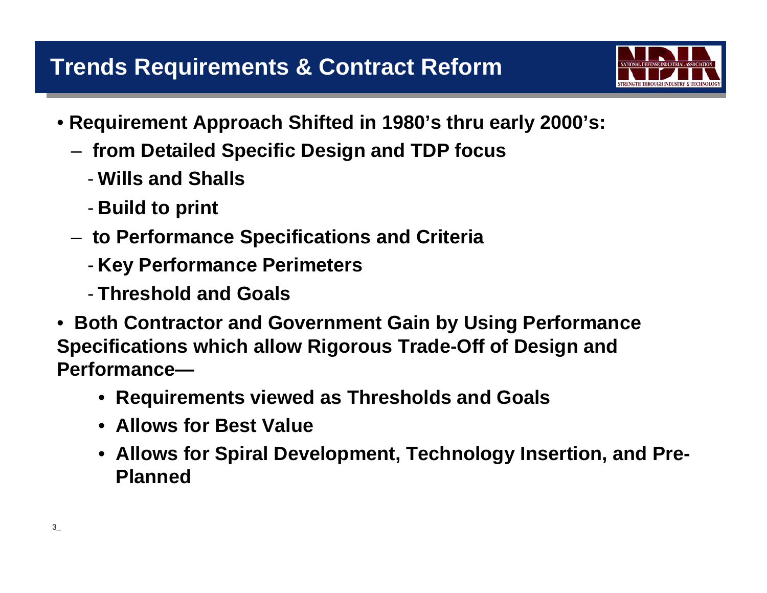# Trends Requirements & Contract Reform

- **Requirement Approach Shifted in 1980's thru early 2000's:**
  - **from Detailed Specific Design and TDP focus**
    - **Wills and Shalls**
    - **Build to print**
  - **to Performance Specifications and Criteria**
    - **Key Performance Perimeters**
    - **Threshold and Goals**
- **Both Contractor and Government Gain by Using Performance Specifications which allow Rigorous Trade-Off of Design and Performance—**
  - **Requirements viewed as Thresholds and Goals**
  - **Allows for Best Value**
  - **Allows for Spiral Development, Technology Insertion, and Pre-Planned**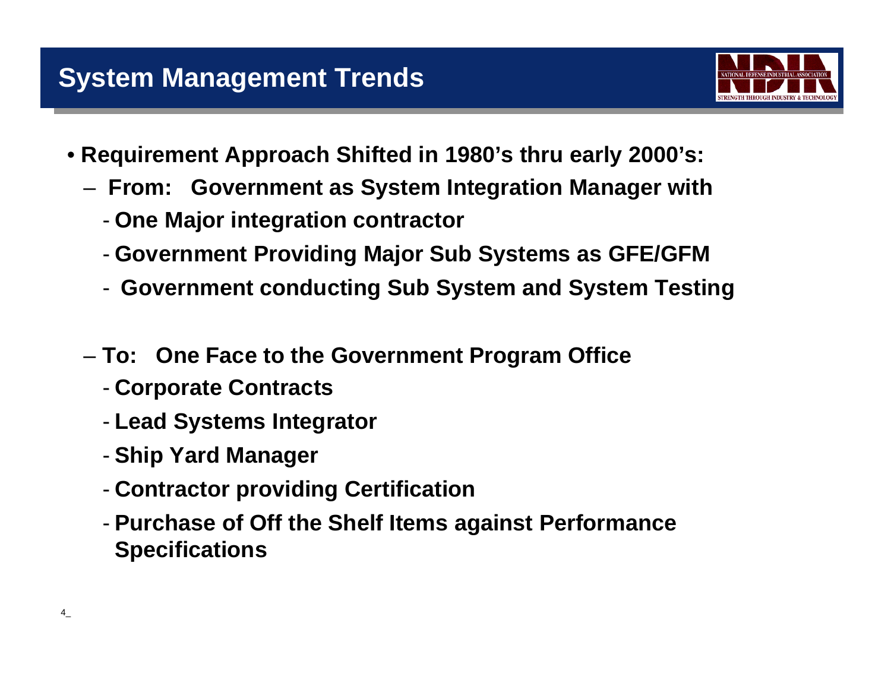# System Management Trends

- **Requirement Approach Shifted in 1980's thru early 2000's:**
  - **From: Government as System Integration Manager with**
    - **One Major integration contractor**
    - **Government Providing Major Sub Systems as GFE/GFM**
    - **Government conducting Sub System and System Testing**
  - **To: One Face to the Government Program Office**
    - **Corporate Contracts**
    - **Lead Systems Integrator**
    - **Ship Yard Manager**
    - **Contractor providing Certification**
    - **Purchase of Off the Shelf Items against Performance Specifications**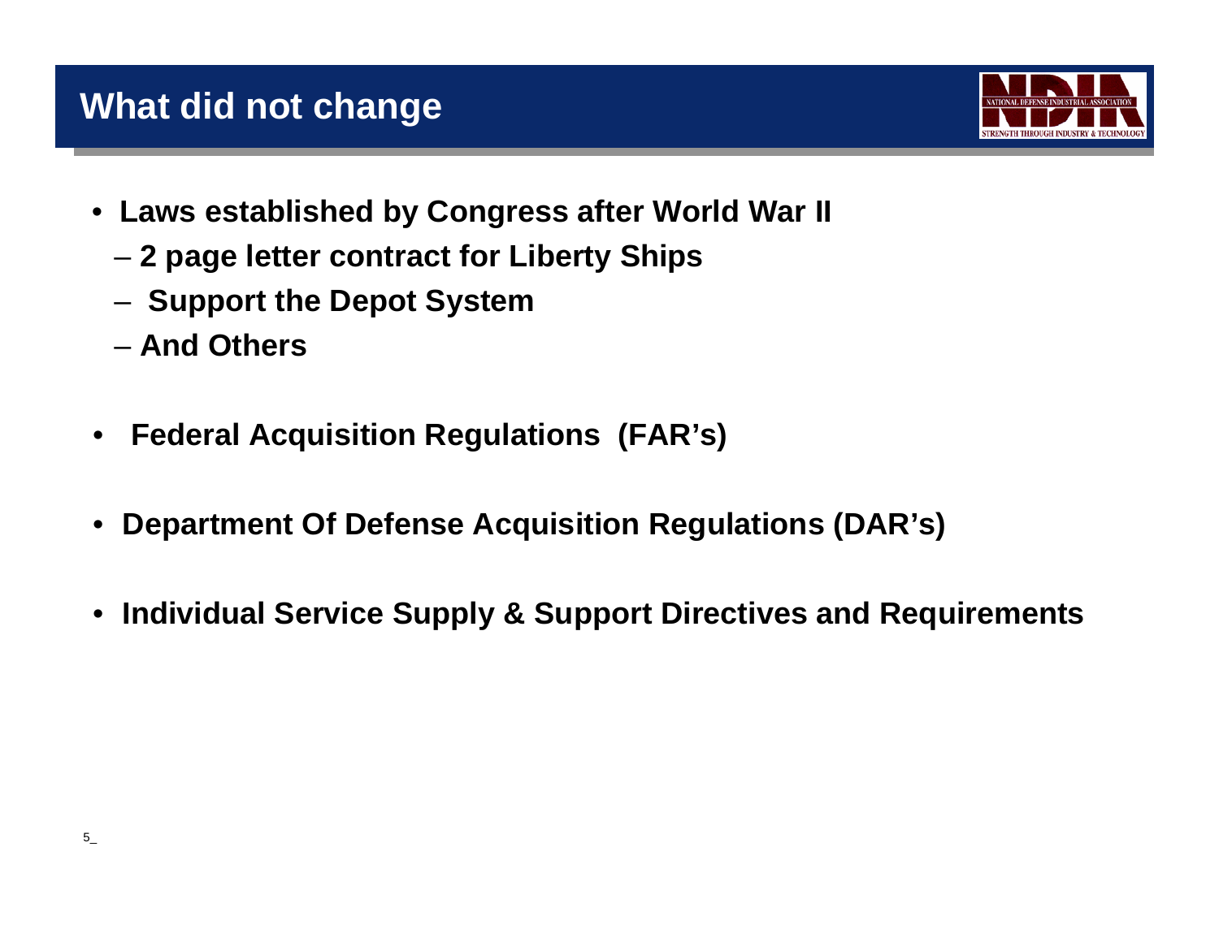# What did not change

- **Laws established by Congress after World War II**
  - **2 page letter contract for Liberty Ships**
  - **Support the Depot System**
  - **And Others**
- **Federal Acquisition Regulations (FAR's)**
- **Department Of Defense Acquisition Regulations (DAR's)**
- **Individual Service Supply & Support Directives and Requirements**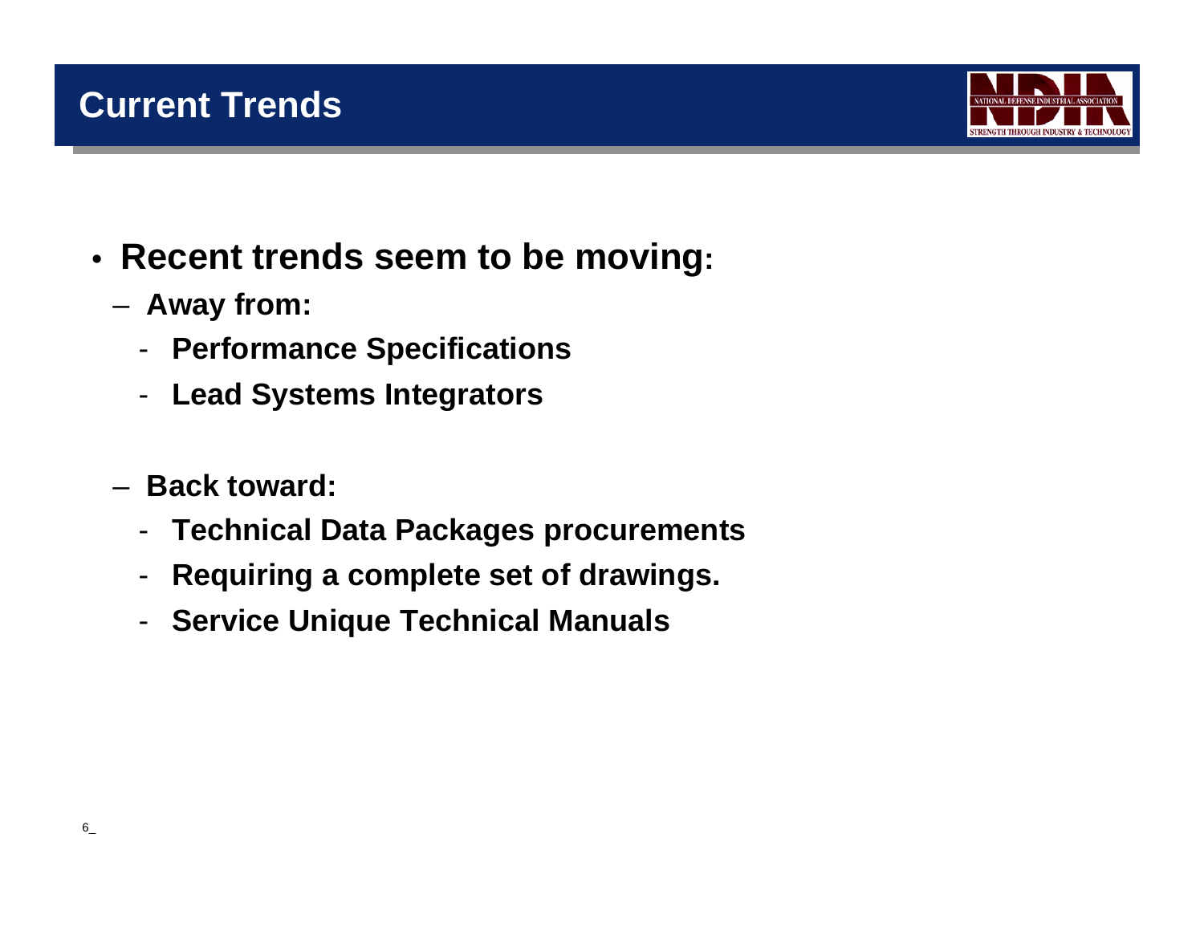# Current Trends

- **Recent trends seem to be moving:**
  - **Away from:**
    - **Performance Specifications**
    - **Lead Systems Integrators**
  - **Back toward:**
    - **Technical Data Packages procurements**
    - **Requiring a complete set of drawings.**
    - **Service Unique Technical Manuals**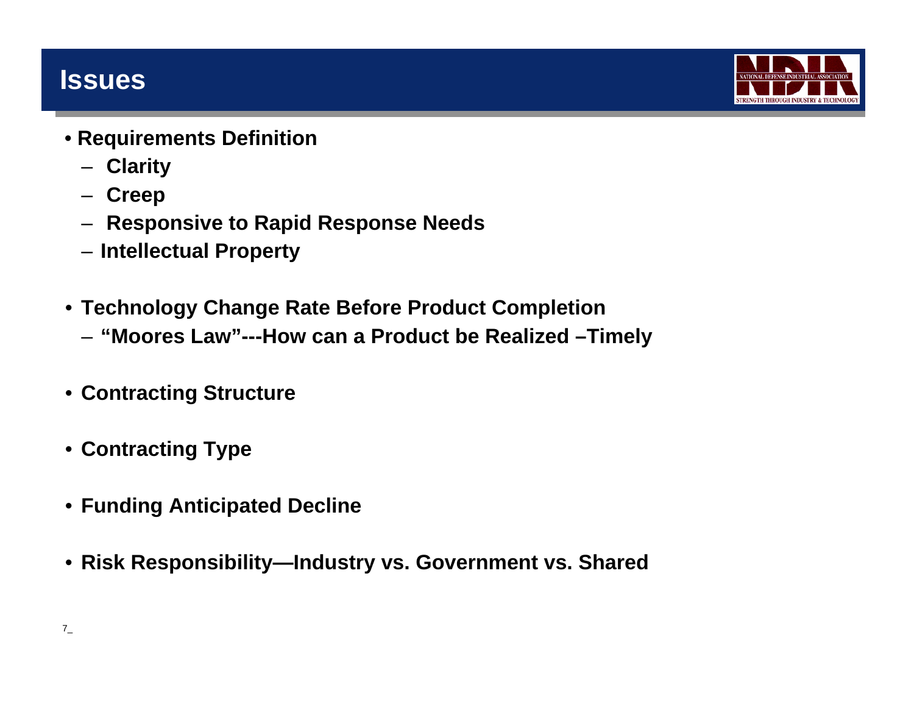# Issues

- **Requirements Definition**
  - **Clarity**
  - **Creep**
  - **Responsive to Rapid Response Needs**
  - **Intellectual Property**

- **Technology Change Rate Before Product Completion**
  - **"Moores Law"---How can a Product be Realized –Timely**

- **Contracting Structure**

- **Contracting Type**

- **Funding Anticipated Decline**

- **Risk Responsibility—Industry vs. Government vs. Shared**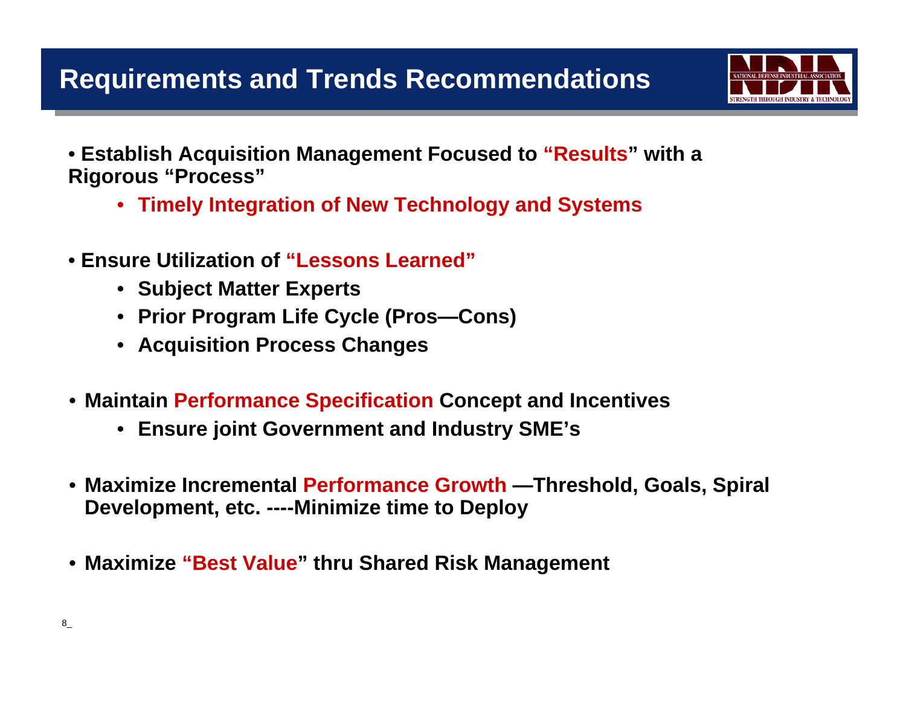# Requirements and Trends Recommendations

- **Establish Acquisition Management Focused to "Results" with a Rigorous "Process"**
    - **Timely Integration of New Technology and Systems**

- **Ensure Utilization of "Lessons Learned"**
    - **Subject Matter Experts**
    - **Prior Program Life Cycle (Pros—Cons)**
    - **Acquisition Process Changes**

- **Maintain Performance Specification Concept and Incentives**
    - **Ensure joint Government and Industry SME's**

- **Maximize Incremental Performance Growth —Threshold, Goals, Spiral Development, etc. ----Minimize time to Deploy**

- **Maximize "Best Value" thru Shared Risk Management**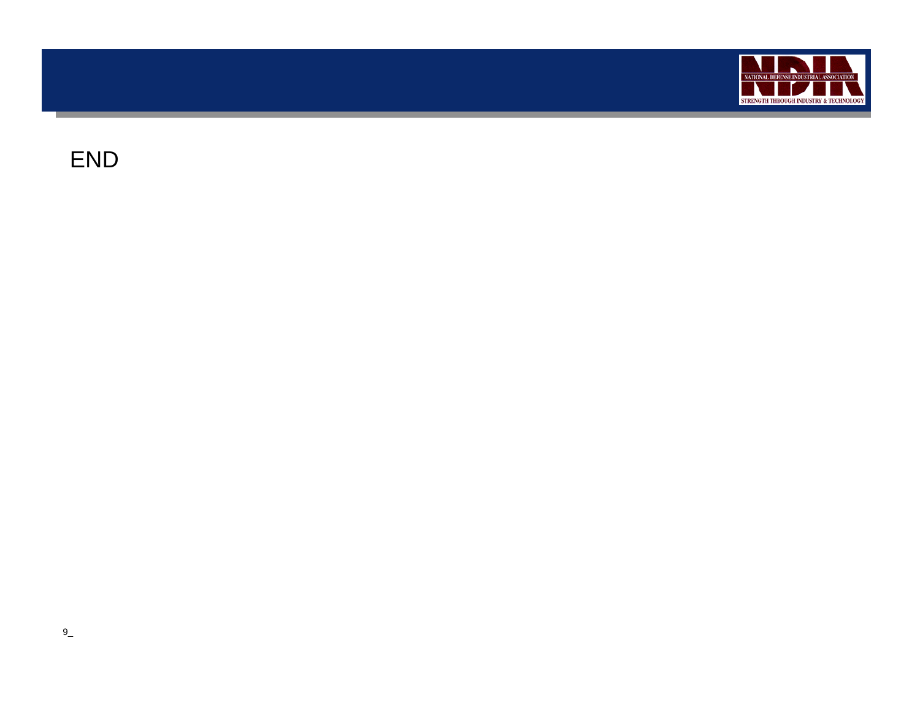END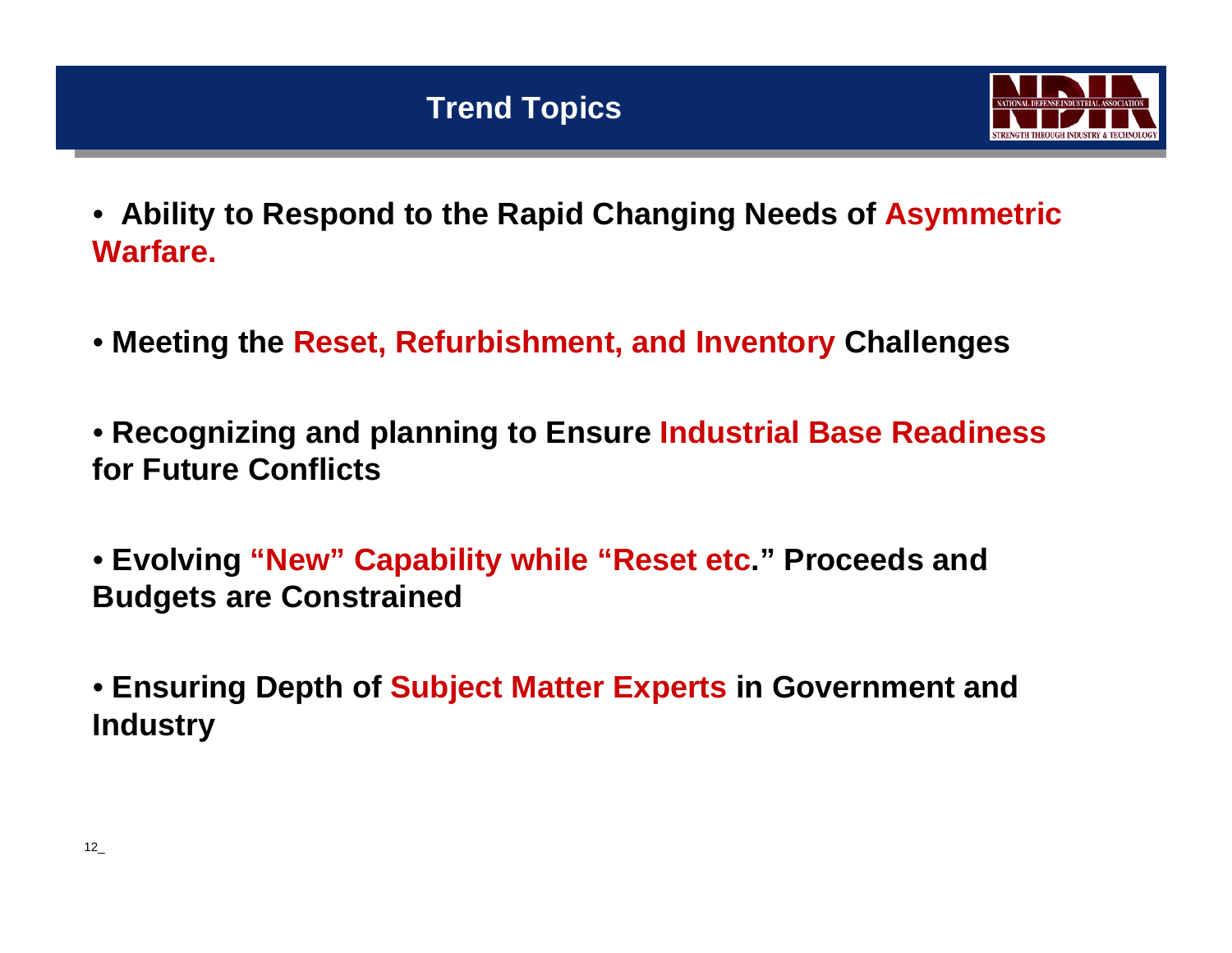# Trend Topics

- **Ability to Respond to the Rapid Changing Needs of Asymmetric Warfare.**

- **Meeting the Reset, Refurbishment, and Inventory Challenges**

- **Recognizing and planning to Ensure Industrial Base Readiness for Future Conflicts**

- **Evolving "New" Capability while "Reset etc." Proceeds and Budgets are Constrained**

- **Ensuring Depth of Subject Matter Experts in Government and Industry**